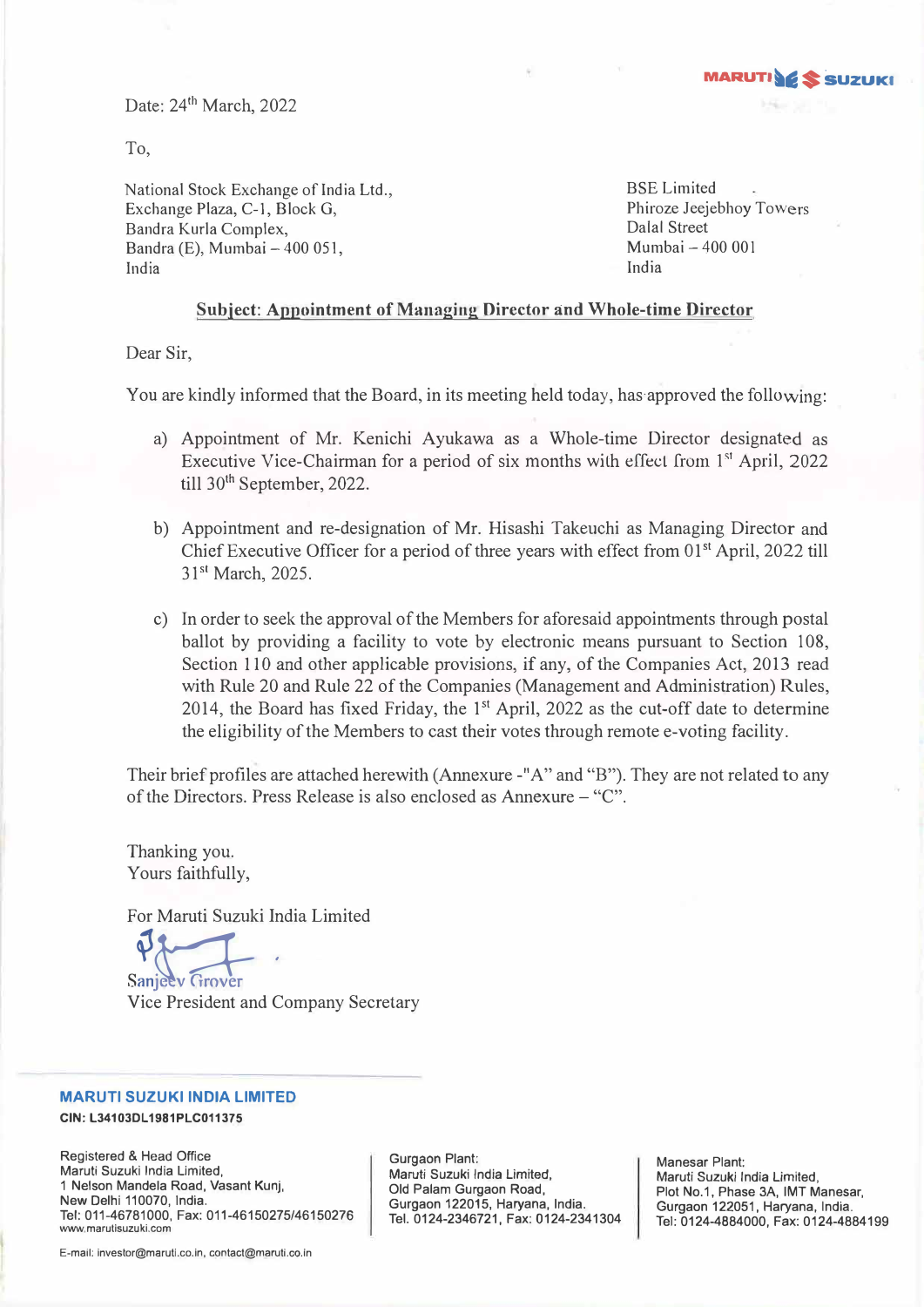MARUTI SUZUKI

Date: 24th March, 2022

To,

National Stock Exchange of India Ltd.,
Exchange Plaza, C-1, Block G,
Bandra Kurla Complex,
Bandra (E), Mumbai – 400 051,
India

BSE Limited
Phiroze Jeejebhoy Towers
Dalal Street
Mumbai – 400 001
India

**Subject: Appointment of Managing Director and Whole-time Director**

Dear Sir,

You are kindly informed that the Board, in its meeting held today, has approved the following:

a) Appointment of Mr. Kenichi Ayukawa as a Whole-time Director designated as Executive Vice-Chairman for a period of six months with effect from 1st April, 2022 till 30th September, 2022.

b) Appointment and re-designation of Mr. Hisashi Takeuchi as Managing Director and Chief Executive Officer for a period of three years with effect from 01st April, 2022 till 31st March, 2025.

c) In order to seek the approval of the Members for aforesaid appointments through postal ballot by providing a facility to vote by electronic means pursuant to Section 108, Section 110 and other applicable provisions, if any, of the Companies Act, 2013 read with Rule 20 and Rule 22 of the Companies (Management and Administration) Rules, 2014, the Board has fixed Friday, the 1st April, 2022 as the cut-off date to determine the eligibility of the Members to cast their votes through remote e-voting facility.

Their brief profiles are attached herewith (Annexure -"A" and "B"). They are not related to any of the Directors. Press Release is also enclosed as Annexure – "C".

Thanking you.
Yours faithfully,

For Maruti Suzuki India Limited

Sanjeev Grover
Vice President and Company Secretary

**MARUTI SUZUKI INDIA LIMITED**
**CIN: L34103DL1981PLC011375**

Registered & Head Office
Maruti Suzuki India Limited,
1 Nelson Mandela Road, Vasant Kunj,
New Delhi 110070, India.
Tel: 011-46781000, Fax: 011-46150275/46150276
www.marutisuzuki.com

Gurgaon Plant:
Maruti Suzuki India Limited,
Old Palam Gurgaon Road,
Gurgaon 122015, Haryana, India.
Tel. 0124-2346721, Fax: 0124-2341304

Manesar Plant:
Maruti Suzuki India Limited,
Plot No.1, Phase 3A, IMT Manesar,
Gurgaon 122051, Haryana, India.
Tel: 0124-4884000, Fax: 0124-4884199

E-mail: investor@maruti.co.in, contact@maruti.co.in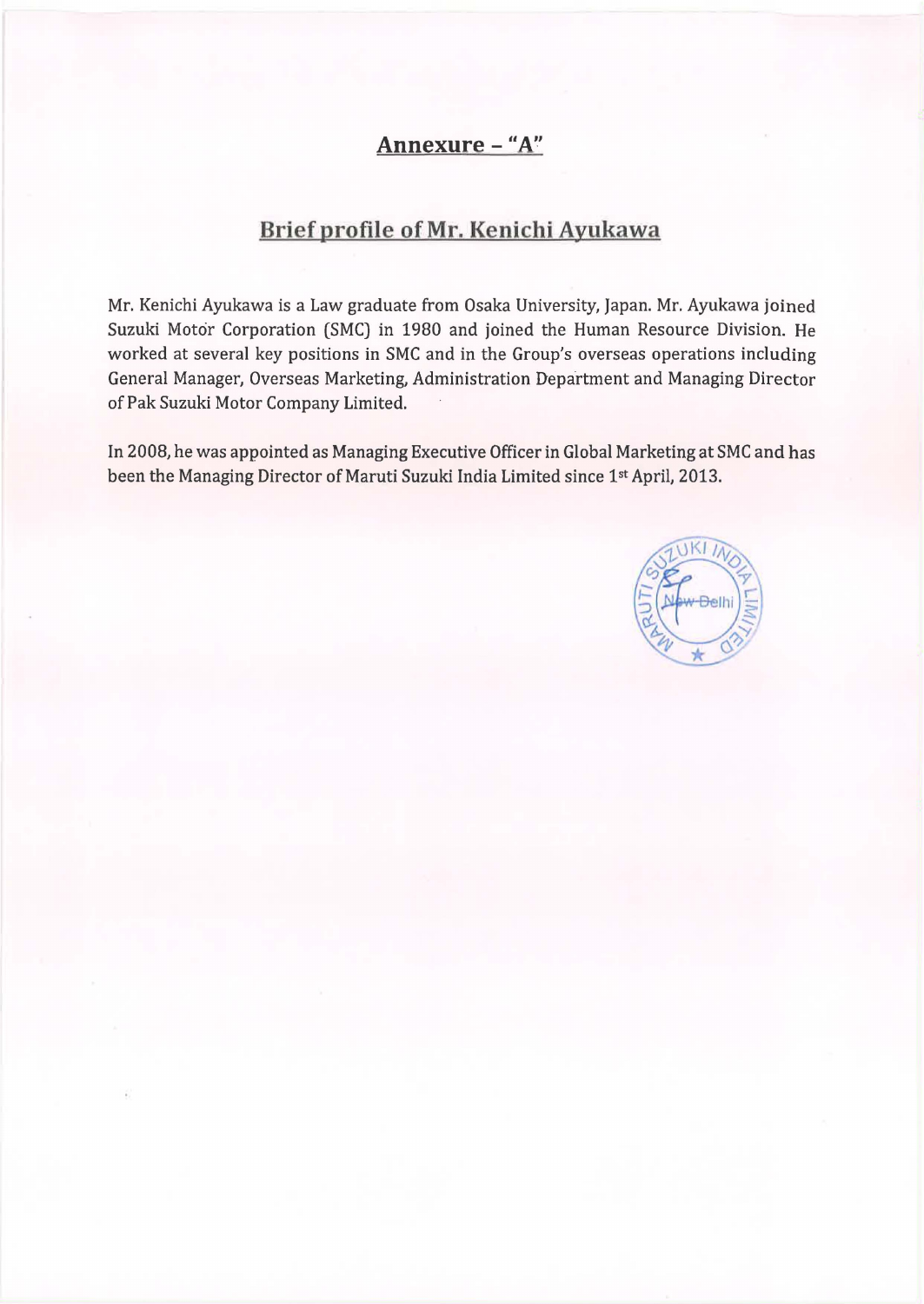# Annexure – "A"

## Brief profile of Mr. Kenichi Ayukawa

Mr. Kenichi Ayukawa is a Law graduate from Osaka University, Japan. Mr. Ayukawa joined Suzuki Motor Corporation (SMC) in 1980 and joined the Human Resource Division. He worked at several key positions in SMC and in the Group's overseas operations including General Manager, Overseas Marketing, Administration Department and Managing Director of Pak Suzuki Motor Company Limited.

In 2008, he was appointed as Managing Executive Officer in Global Marketing at SMC and has been the Managing Director of Maruti Suzuki India Limited since 1st April, 2013.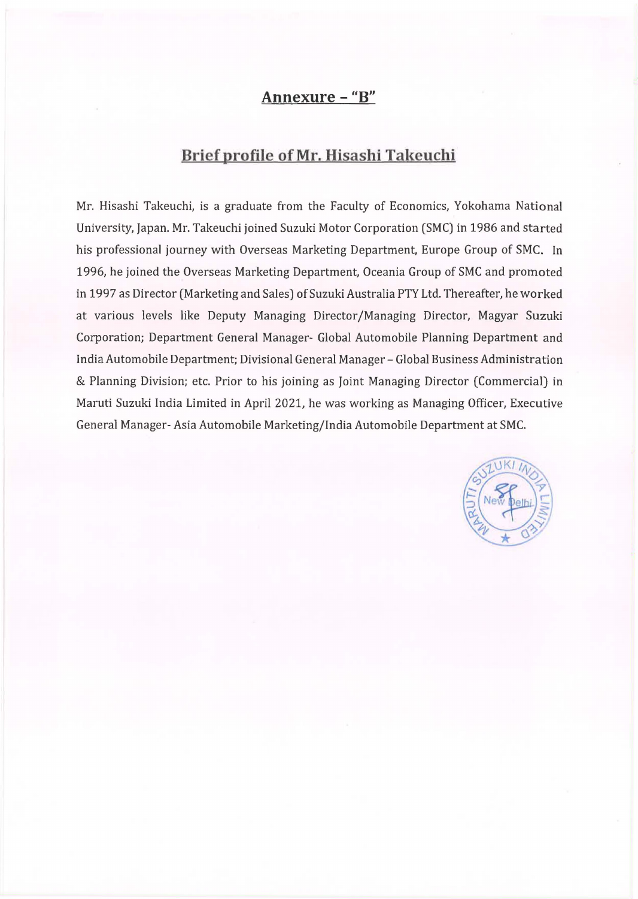## Annexure – "B"

## Brief profile of Mr. Hisashi Takeuchi

Mr. Hisashi Takeuchi, is a graduate from the Faculty of Economics, Yokohama National University, Japan. Mr. Takeuchi joined Suzuki Motor Corporation (SMC) in 1986 and started his professional journey with Overseas Marketing Department, Europe Group of SMC. In 1996, he joined the Overseas Marketing Department, Oceania Group of SMC and promoted in 1997 as Director (Marketing and Sales) of Suzuki Australia PTY Ltd. Thereafter, he worked at various levels like Deputy Managing Director/Managing Director, Magyar Suzuki Corporation; Department General Manager- Global Automobile Planning Department and India Automobile Department; Divisional General Manager – Global Business Administration & Planning Division; etc. Prior to his joining as Joint Managing Director (Commercial) in Maruti Suzuki India Limited in April 2021, he was working as Managing Officer, Executive General Manager- Asia Automobile Marketing/India Automobile Department at SMC.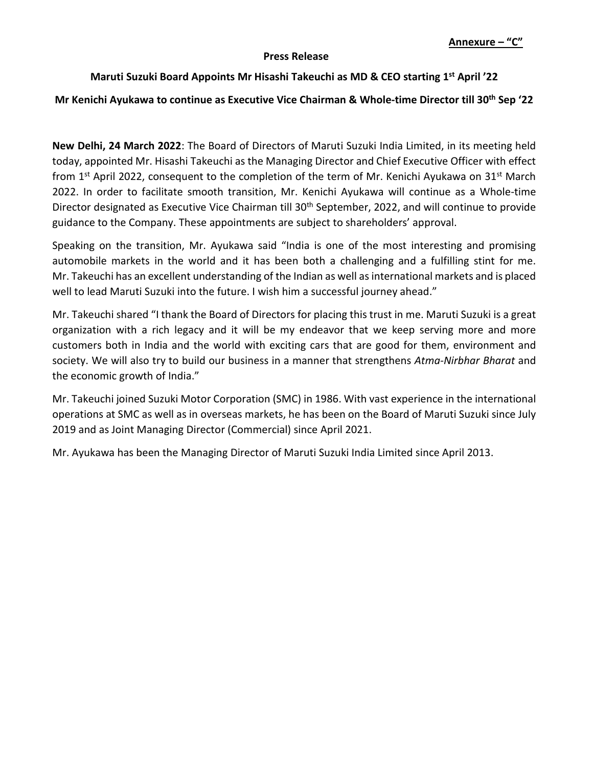**Annexure – "C"**

**Press Release**

**Maruti Suzuki Board Appoints Mr Hisashi Takeuchi as MD & CEO starting 1st April '22**

**Mr Kenichi Ayukawa to continue as Executive Vice Chairman & Whole-time Director till 30th Sep '22**

**New Delhi, 24 March 2022**: The Board of Directors of Maruti Suzuki India Limited, in its meeting held today, appointed Mr. Hisashi Takeuchi as the Managing Director and Chief Executive Officer with effect from 1st April 2022, consequent to the completion of the term of Mr. Kenichi Ayukawa on 31st March 2022. In order to facilitate smooth transition, Mr. Kenichi Ayukawa will continue as a Whole-time Director designated as Executive Vice Chairman till 30th September, 2022, and will continue to provide guidance to the Company. These appointments are subject to shareholders' approval.

Speaking on the transition, Mr. Ayukawa said "India is one of the most interesting and promising automobile markets in the world and it has been both a challenging and a fulfilling stint for me. Mr. Takeuchi has an excellent understanding of the Indian as well as international markets and is placed well to lead Maruti Suzuki into the future. I wish him a successful journey ahead."

Mr. Takeuchi shared "I thank the Board of Directors for placing this trust in me. Maruti Suzuki is a great organization with a rich legacy and it will be my endeavor that we keep serving more and more customers both in India and the world with exciting cars that are good for them, environment and society. We will also try to build our business in a manner that strengthens *Atma-Nirbhar Bharat* and the economic growth of India."

Mr. Takeuchi joined Suzuki Motor Corporation (SMC) in 1986. With vast experience in the international operations at SMC as well as in overseas markets, he has been on the Board of Maruti Suzuki since July 2019 and as Joint Managing Director (Commercial) since April 2021.

Mr. Ayukawa has been the Managing Director of Maruti Suzuki India Limited since April 2013.